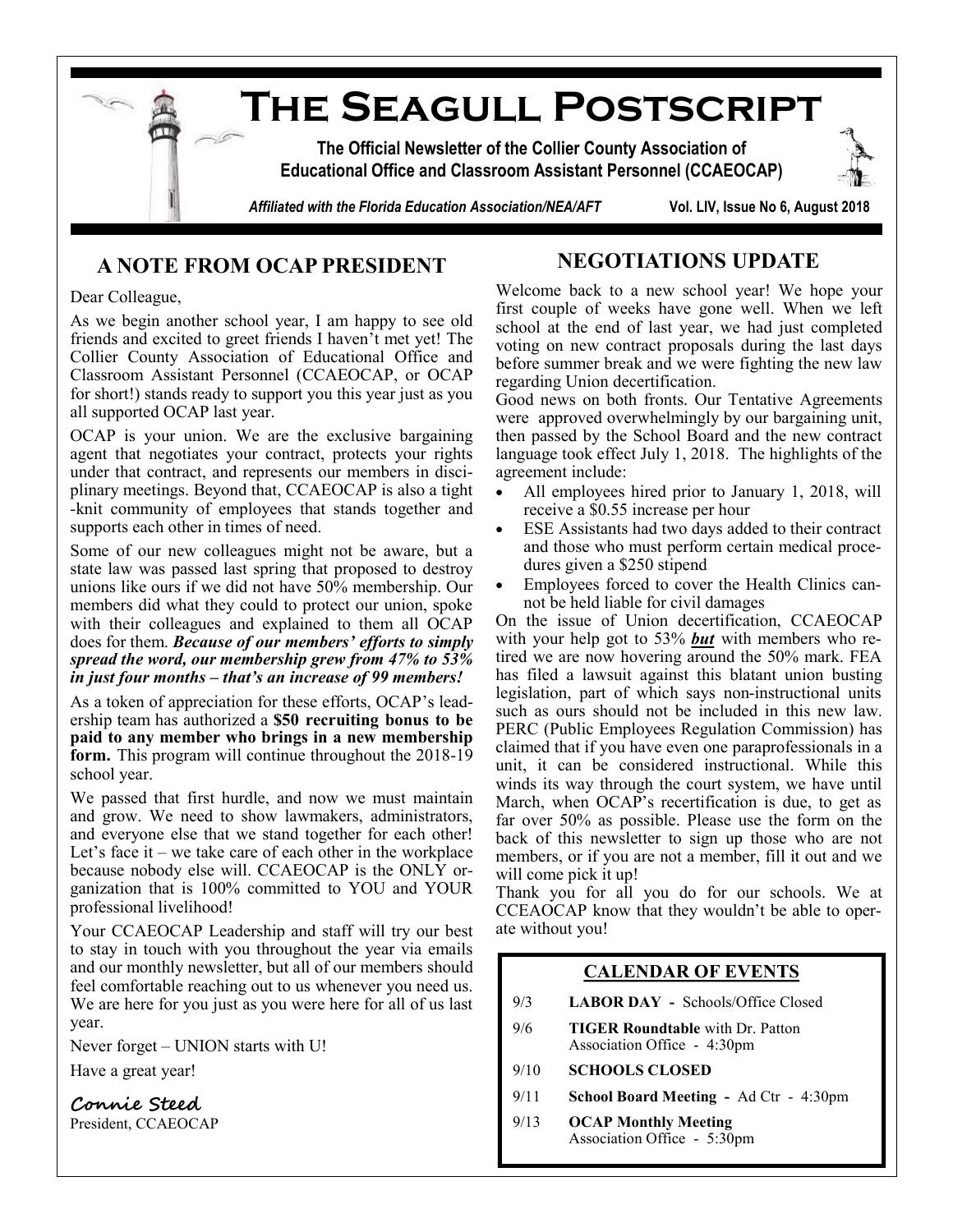# The Seagull Postscript

**The Official Newsletter of the Collier County Association of Educational Office and Classroom Assistant Personnel (CCAEOCAP)**

*Affiliated with the Florida Education Association/NEA/AFT* **Vol. LIV, Issue No 6, August 2018**

## A NOTE FROM OCAP PRESIDENT

Dear Colleague,

As we begin another school year, I am happy to see old friends and excited to greet friends I haven't met yet! The Collier County Association of Educational Office and Classroom Assistant Personnel (CCAEOCAP, or OCAP for short!) stands ready to support you this year just as you all supported OCAP last year.

OCAP is your union. We are the exclusive bargaining agent that negotiates your contract, protects your rights under that contract, and represents our members in disciplinary meetings. Beyond that, CCAEOCAP is also a tight-knit community of employees that stands together and supports each other in times of need.

Some of our new colleagues might not be aware, but a state law was passed last spring that proposed to destroy unions like ours if we did not have 50% membership. Our members did what they could to protect our union, spoke with their colleagues and explained to them all OCAP does for them. ***Because of our members' efforts to simply spread the word, our membership grew from 47% to 53% in just four months – that's an increase of 99 members!***

As a token of appreciation for these efforts, OCAP's leadership team has authorized a **$50 recruiting bonus to be paid to any member who brings in a new membership form.** This program will continue throughout the 2018-19 school year.

We passed that first hurdle, and now we must maintain and grow. We need to show lawmakers, administrators, and everyone else that we stand together for each other! Let's face it – we take care of each other in the workplace because nobody else will. CCAEOCAP is the ONLY organization that is 100% committed to YOU and YOUR professional livelihood!

Your CCAEOCAP Leadership and staff will try our best to stay in touch with you throughout the year via emails and our monthly newsletter, but all of our members should feel comfortable reaching out to us whenever you need us. We are here for you just as you were here for all of us last year.

Never forget – UNION starts with U!

Have a great year!

**Connie Steed**
President, CCAEOCAP

## NEGOTIATIONS UPDATE

Welcome back to a new school year! We hope your first couple of weeks have gone well. When we left school at the end of last year, we had just completed voting on new contract proposals during the last days before summer break and we were fighting the new law regarding Union decertification.

Good news on both fronts. Our Tentative Agreements were approved overwhelmingly by our bargaining unit, then passed by the School Board and the new contract language took effect July 1, 2018. The highlights of the agreement include:

- All employees hired prior to January 1, 2018, will receive a $0.55 increase per hour
- ESE Assistants had two days added to their contract and those who must perform certain medical procedures given a $250 stipend
- Employees forced to cover the Health Clinics cannot be held liable for civil damages

On the issue of Union decertification, CCAEOCAP with your help got to 53% ***but*** with members who retired we are now hovering around the 50% mark. FEA has filed a lawsuit against this blatant union busting legislation, part of which says non-instructional units such as ours should not be included in this new law. PERC (Public Employees Regulation Commission) has claimed that if you have even one paraprofessionals in a unit, it can be considered instructional. While this winds its way through the court system, we have until March, when OCAP's recertification is due, to get as far over 50% as possible. Please use the form on the back of this newsletter to sign up those who are not members, or if you are not a member, fill it out and we will come pick it up!

Thank you for all you do for our schools. We at CCEAOCAP know that they wouldn't be able to operate without you!

### CALENDAR OF EVENTS

| | |
|---|---|
| 9/3 | **LABOR DAY** - Schools/Office Closed |
| 9/6 | **TIGER Roundtable** with Dr. Patton Association Office - 4:30pm |
| 9/10 | **SCHOOLS CLOSED** |
| 9/11 | **School Board Meeting** - Ad Ctr - 4:30pm |
| 9/13 | **OCAP Monthly Meeting** Association Office - 5:30pm |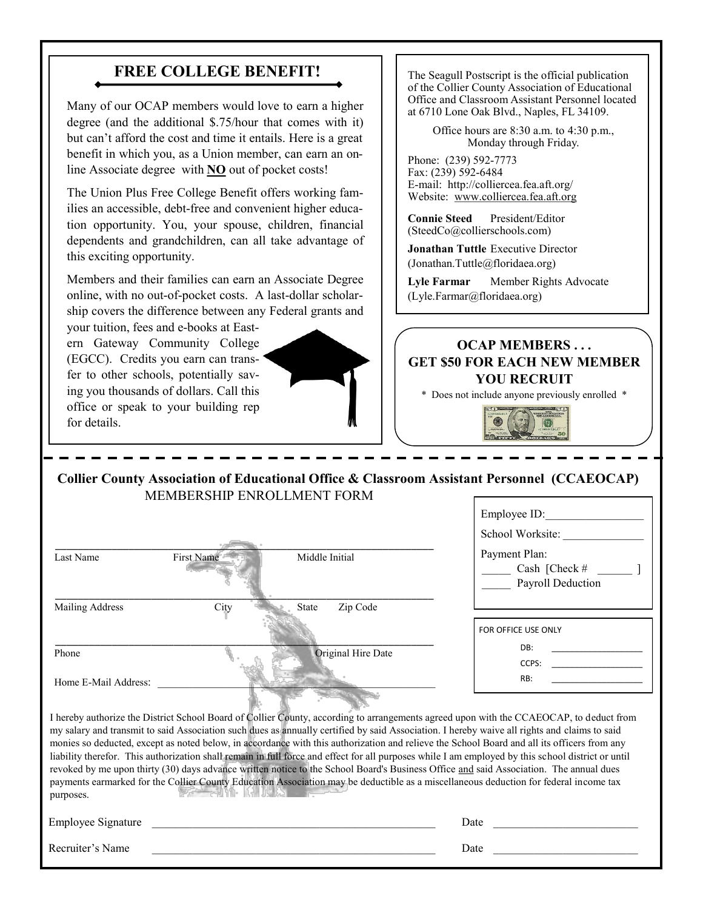## FREE COLLEGE BENEFIT!

Many of our OCAP members would love to earn a higher degree (and the additional $.75/hour that comes with it) but can't afford the cost and time it entails. Here is a great benefit in which you, as a Union member, can earn an online Associate degree with **NO** out of pocket costs!

The Union Plus Free College Benefit offers working families an accessible, debt-free and convenient higher education opportunity. You, your spouse, children, financial dependents and grandchildren, can all take advantage of this exciting opportunity.

Members and their families can earn an Associate Degree online, with no out-of-pocket costs. A last-dollar scholarship covers the difference between any Federal grants and your tuition, fees and e-books at Eastern Gateway Community College (EGCC). Credits you earn can transfer to other schools, potentially saving you thousands of dollars. Call this office or speak to your building rep for details.

The Seagull Postscript is the official publication of the Collier County Association of Educational Office and Classroom Assistant Personnel located at 6710 Lone Oak Blvd., Naples, FL 34109.

Office hours are 8:30 a.m. to 4:30 p.m., Monday through Friday.

Phone: (239) 592-7773
Fax: (239) 592-6484
E-mail: http://colliercea.fea.aft.org/
Website: www.colliercea.fea.aft.org

**Connie Steed** President/Editor
(SteedCo@collierschools.com)

**Jonathan Tuttle** Executive Director
(Jonathan.Tuttle@floridaea.org)

**Lyle Farmar** Member Rights Advocate
(Lyle.Farmar@floridaea.org)

### OCAP MEMBERS . . . GET $50 FOR EACH NEW MEMBER YOU RECRUIT

\* Does not include anyone previously enrolled \*

---

### Collier County Association of Educational Office & Classroom Assistant Personnel (CCAEOCAP)

MEMBERSHIP ENROLLMENT FORM

Employee ID: ________________

School Worksite: ______________

Payment Plan:
_____ Cash [Check # ______ ]
_____ Payroll Deduction

FOR OFFICE USE ONLY
DB: ________________
CCPS: ________________
RB: ________________

______________________________________________
Last Name First Name Middle Initial

______________________________________________
Mailing Address City State Zip Code

______________________________________________
Phone Original Hire Date

Home E-Mail Address: ______________________________

I hereby authorize the District School Board of Collier County, according to arrangements agreed upon with the CCAEOCAP, to deduct from my salary and transmit to said Association such dues as annually certified by said Association. I hereby waive all rights and claims to said monies so deducted, except as noted below, in accordance with this authorization and relieve the School Board and all its officers from any liability therefor. This authorization shall remain in full force and effect for all purposes while I am employed by this school district or until revoked by me upon thirty (30) days advance written notice to the School Board's Business Office and said Association. The annual dues payments earmarked for the Collier County Education Association may be deductible as a miscellaneous deduction for federal income tax purposes.

Employee Signature ______________________________ Date ________________

Recruiter's Name ______________________________ Date ________________